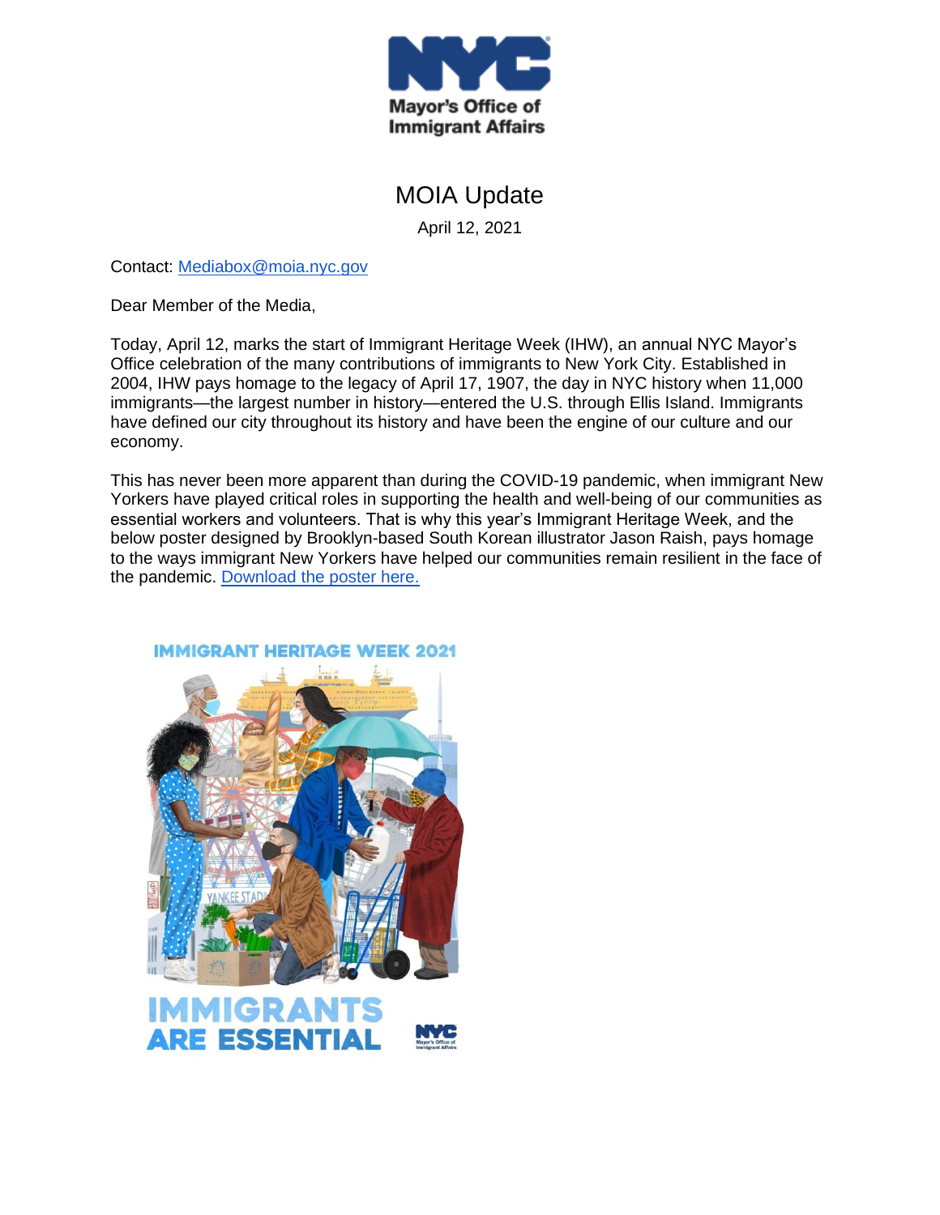# MOIA Update

April 12, 2021

Contact: [Mediabox@moia.nyc.gov](mailto:Mediabox@moia.nyc.gov)

Dear Member of the Media,

Today, April 12, marks the start of Immigrant Heritage Week (IHW), an annual NYC Mayor's Office celebration of the many contributions of immigrants to New York City. Established in 2004, IHW pays homage to the legacy of April 17, 1907, the day in NYC history when 11,000 immigrants—the largest number in history—entered the U.S. through Ellis Island. Immigrants have defined our city throughout its history and have been the engine of our culture and our economy.

This has never been more apparent than during the COVID-19 pandemic, when immigrant New Yorkers have played critical roles in supporting the health and well-being of our communities as essential workers and volunteers. That is why this year's Immigrant Heritage Week, and the below poster designed by Brooklyn-based South Korean illustrator Jason Raish, pays homage to the ways immigrant New Yorkers have helped our communities remain resilient in the face of the pandemic. Download the poster here.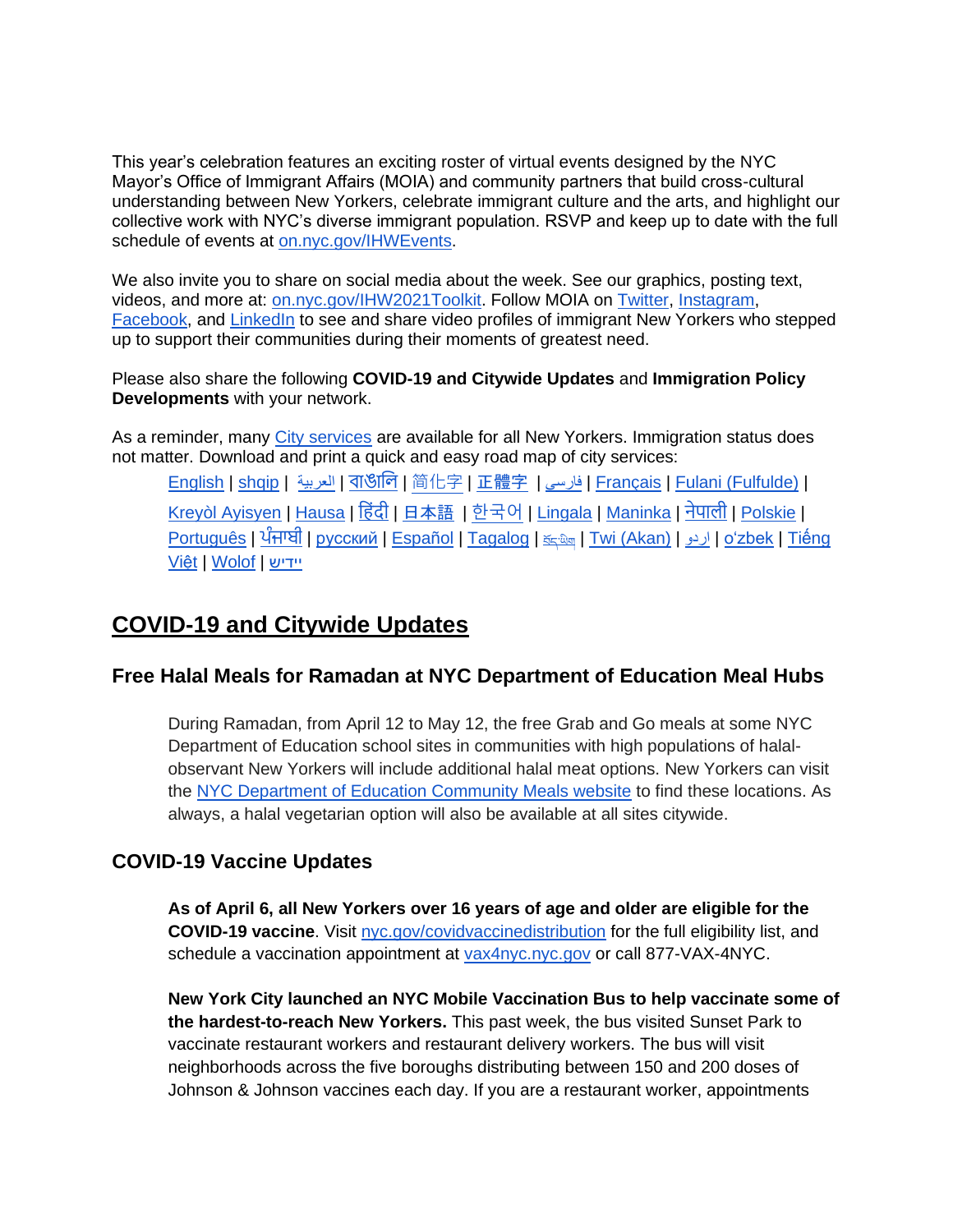This year's celebration features an exciting roster of virtual events designed by the NYC Mayor's Office of Immigrant Affairs (MOIA) and community partners that build cross-cultural understanding between New Yorkers, celebrate immigrant culture and the arts, and highlight our collective work with NYC's diverse immigrant population. RSVP and keep up to date with the full schedule of events at on.nyc.gov/IHWEvents.

We also invite you to share on social media about the week. See our graphics, posting text, videos, and more at: on.nyc.gov/IHW2021Toolkit. Follow MOIA on Twitter, Instagram, Facebook, and LinkedIn to see and share video profiles of immigrant New Yorkers who stepped up to support their communities during their moments of greatest need.

Please also share the following **COVID-19 and Citywide Updates** and **Immigration Policy Developments** with your network.

As a reminder, many City services are available for all New Yorkers. Immigration status does not matter. Download and print a quick and easy road map of city services:

English | shqip | العربية | বাঙালি | 简化字 | 正體字 | فارسی | Français | Fulani (Fulfulde) | Kreyòl Ayisyen | Hausa | हिंदी | 日本語 | 한국어 | Lingala | Maninka | नेपाली | Polskie | Português | ਪੰਜਾਬੀ | русский | Español | Tagalog | བོད་ཡིག | Twi (Akan) | اردو | o'zbek | Tiếng Việt | Wolof | ייִדיש

## COVID-19 and Citywide Updates

### Free Halal Meals for Ramadan at NYC Department of Education Meal Hubs

During Ramadan, from April 12 to May 12, the free Grab and Go meals at some NYC Department of Education school sites in communities with high populations of halal-observant New Yorkers will include additional halal meat options. New Yorkers can visit the NYC Department of Education Community Meals website to find these locations. As always, a halal vegetarian option will also be available at all sites citywide.

### COVID-19 Vaccine Updates

**As of April 6, all New Yorkers over 16 years of age and older are eligible for the COVID-19 vaccine**. Visit nyc.gov/covidvaccinedistribution for the full eligibility list, and schedule a vaccination appointment at vax4nyc.nyc.gov or call 877-VAX-4NYC.

**New York City launched an NYC Mobile Vaccination Bus to help vaccinate some of the hardest-to-reach New Yorkers.** This past week, the bus visited Sunset Park to vaccinate restaurant workers and restaurant delivery workers. The bus will visit neighborhoods across the five boroughs distributing between 150 and 200 doses of Johnson & Johnson vaccines each day. If you are a restaurant worker, appointments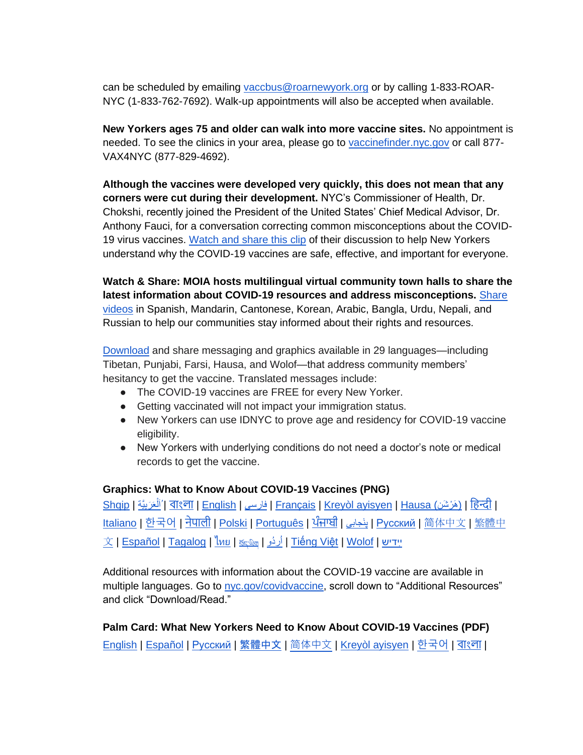can be scheduled by emailing vaccbus@roarnewyork.org or by calling 1-833-ROAR-NYC (1-833-762-7692). Walk-up appointments will also be accepted when available.

**New Yorkers ages 75 and older can walk into more vaccine sites.** No appointment is needed. To see the clinics in your area, please go to vaccinefinder.nyc.gov or call 877-VAX4NYC (877-829-4692).

**Although the vaccines were developed very quickly, this does not mean that any corners were cut during their development.** NYC's Commissioner of Health, Dr. Chokshi, recently joined the President of the United States' Chief Medical Advisor, Dr. Anthony Fauci, for a conversation correcting common misconceptions about the COVID-19 virus vaccines. Watch and share this clip of their discussion to help New Yorkers understand why the COVID-19 vaccines are safe, effective, and important for everyone.

**Watch & Share: MOIA hosts multilingual virtual community town halls to share the latest information about COVID-19 resources and address misconceptions.** Share videos in Spanish, Mandarin, Cantonese, Korean, Arabic, Bangla, Urdu, Nepali, and Russian to help our communities stay informed about their rights and resources.

Download and share messaging and graphics available in 29 languages—including Tibetan, Punjabi, Farsi, Hausa, and Wolof—that address community members' hesitancy to get the vaccine. Translated messages include:

- The COVID-19 vaccines are FREE for every New Yorker.
- Getting vaccinated will not impact your immigration status.
- New Yorkers can use IDNYC to prove age and residency for COVID-19 vaccine eligibility.
- New Yorkers with underlying conditions do not need a doctor's note or medical records to get the vaccine.

**Graphics: What to Know About COVID-19 Vaccines (PNG)**

Shqip | اَلْعَرَبِيَّةُ | বাংলা | English | فارسی | Français | Kreyòl ayisyen | Hausa (هَرْشَن) | हिन्दी | Italiano | 한국어 | नेपाली | Polski | Português | ਪੰਜਾਬੀ | پنجابی | Русский | 简体中文 | 繁體中文 | Español | Tagalog | ไทย | བོད་ཡིག | اُردُو | Tiếng Việt | Wolof | ייִדיש

Additional resources with information about the COVID-19 vaccine are available in multiple languages. Go to nyc.gov/covidvaccine, scroll down to "Additional Resources" and click "Download/Read."

**Palm Card: What New Yorkers Need to Know About COVID-19 Vaccines (PDF)**

English | Español | Русский | 繁體中文 | 简体中文 | Kreyòl ayisyen | 한국어 | বাংলা |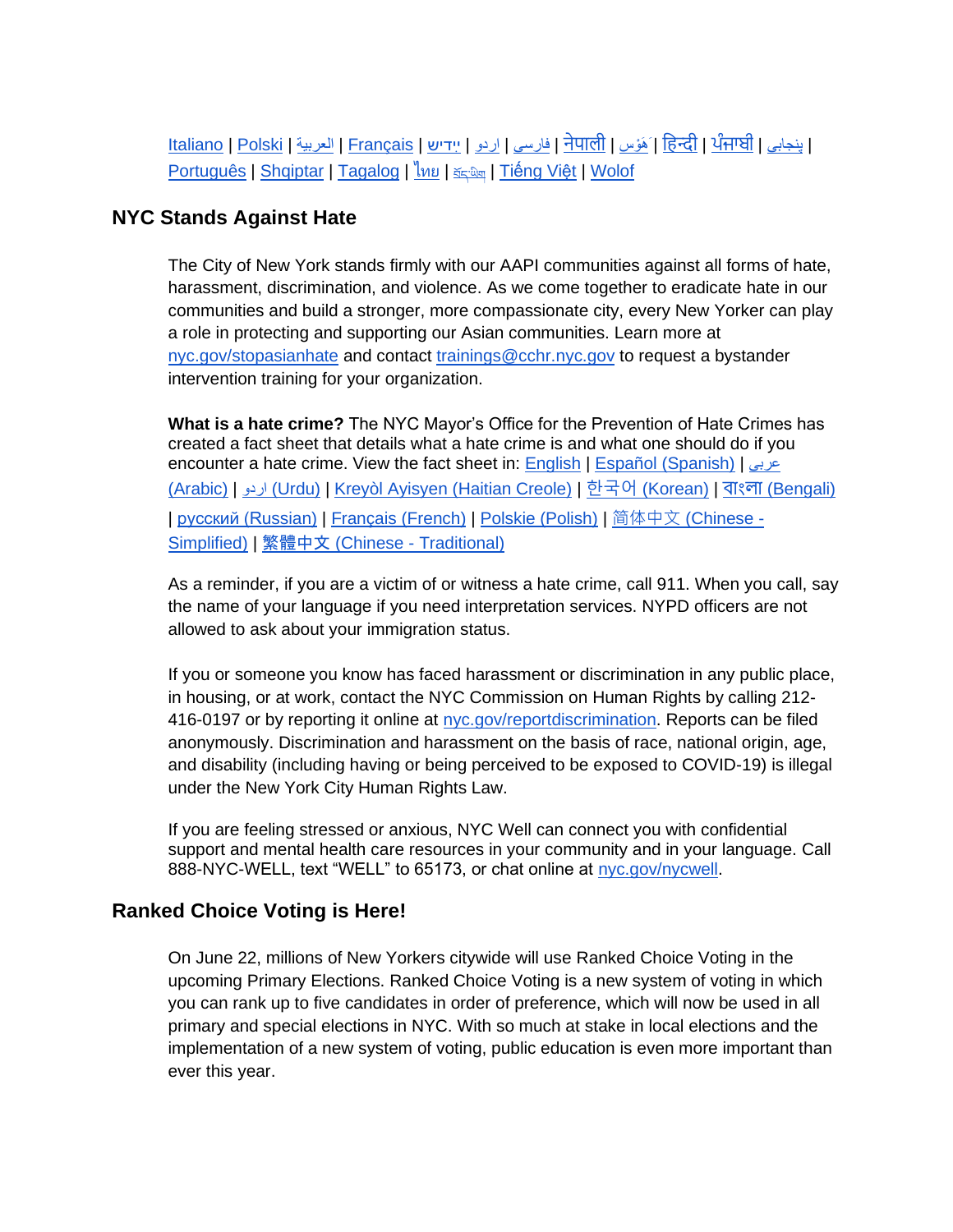Italiano | Polski | العربية | Français | ייִדיש | اردو | فارسی | नेपाली | هَوْس | हिन्दी | ਪੰਜਾਬੀ | پنجابی | Português | Shqiptar | Tagalog | ไทย | བོད་ཡིག | Tiếng Việt | Wolof

## NYC Stands Against Hate

The City of New York stands firmly with our AAPI communities against all forms of hate, harassment, discrimination, and violence. As we come together to eradicate hate in our communities and build a stronger, more compassionate city, every New Yorker can play a role in protecting and supporting our Asian communities. Learn more at nyc.gov/stopasianhate and contact trainings@cchr.nyc.gov to request a bystander intervention training for your organization.

**What is a hate crime?** The NYC Mayor's Office for the Prevention of Hate Crimes has created a fact sheet that details what a hate crime is and what one should do if you encounter a hate crime. View the fact sheet in: English | Español (Spanish) | عربى (Arabic) | اردو (Urdu) | Kreyòl Ayisyen (Haitian Creole) | 한국어 (Korean) | বাংলা (Bengali) | русский (Russian) | Français (French) | Polskie (Polish) | 简体中文 (Chinese - Simplified) | 繁體中文 (Chinese - Traditional)

As a reminder, if you are a victim of or witness a hate crime, call 911. When you call, say the name of your language if you need interpretation services. NYPD officers are not allowed to ask about your immigration status.

If you or someone you know has faced harassment or discrimination in any public place, in housing, or at work, contact the NYC Commission on Human Rights by calling 212-416-0197 or by reporting it online at nyc.gov/reportdiscrimination. Reports can be filed anonymously. Discrimination and harassment on the basis of race, national origin, age, and disability (including having or being perceived to be exposed to COVID-19) is illegal under the New York City Human Rights Law.

If you are feeling stressed or anxious, NYC Well can connect you with confidential support and mental health care resources in your community and in your language. Call 888-NYC-WELL, text "WELL" to 65173, or chat online at nyc.gov/nycwell.

## Ranked Choice Voting is Here!

On June 22, millions of New Yorkers citywide will use Ranked Choice Voting in the upcoming Primary Elections. Ranked Choice Voting is a new system of voting in which you can rank up to five candidates in order of preference, which will now be used in all primary and special elections in NYC. With so much at stake in local elections and the implementation of a new system of voting, public education is even more important than ever this year.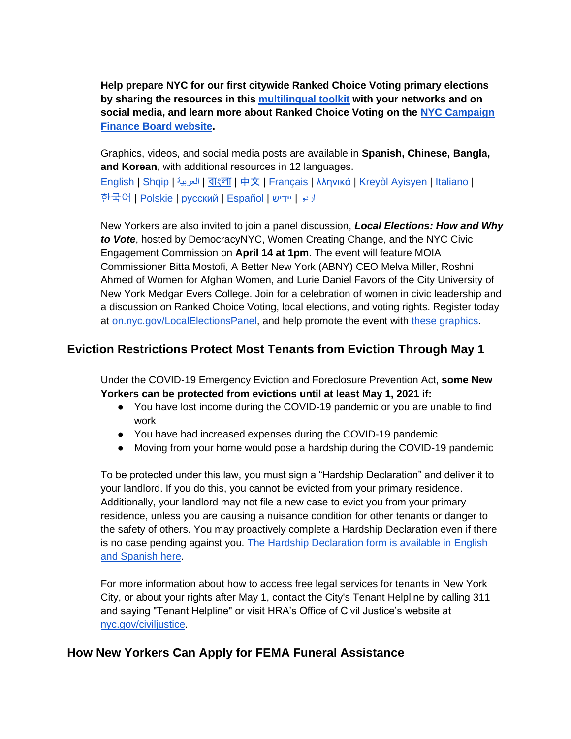**Help prepare NYC for our first citywide Ranked Choice Voting primary elections by sharing the resources in this multilingual toolkit with your networks and on social media, and learn more about Ranked Choice Voting on the NYC Campaign Finance Board website.**

Graphics, videos, and social media posts are available in **Spanish, Chinese, Bangla, and Korean**, with additional resources in 12 languages.
English | Shqip | العربية | বাংলা | 中文 | Français | λληνικά | Kreyòl Ayisyen | Italiano | 한국어 | Polskie | русский | Español | יידיש | اردو

New Yorkers are also invited to join a panel discussion, ***Local Elections: How and Why to Vote***, hosted by DemocracyNYC, Women Creating Change, and the NYC Civic Engagement Commission on **April 14 at 1pm**. The event will feature MOIA Commissioner Bitta Mostofi, A Better New York (ABNY) CEO Melva Miller, Roshni Ahmed of Women for Afghan Women, and Lurie Daniel Favors of the City University of New York Medgar Evers College. Join for a celebration of women in civic leadership and a discussion on Ranked Choice Voting, local elections, and voting rights. Register today at on.nyc.gov/LocalElectionsPanel, and help promote the event with these graphics.

## Eviction Restrictions Protect Most Tenants from Eviction Through May 1

Under the COVID-19 Emergency Eviction and Foreclosure Prevention Act, **some New Yorkers can be protected from evictions until at least May 1, 2021 if:**

- You have lost income during the COVID-19 pandemic or you are unable to find work
- You have had increased expenses during the COVID-19 pandemic
- Moving from your home would pose a hardship during the COVID-19 pandemic

To be protected under this law, you must sign a "Hardship Declaration" and deliver it to your landlord. If you do this, you cannot be evicted from your primary residence. Additionally, your landlord may not file a new case to evict you from your primary residence, unless you are causing a nuisance condition for other tenants or danger to the safety of others. You may proactively complete a Hardship Declaration even if there is no case pending against you. The Hardship Declaration form is available in English and Spanish here.

For more information about how to access free legal services for tenants in New York City, or about your rights after May 1, contact the City's Tenant Helpline by calling 311 and saying "Tenant Helpline" or visit HRA's Office of Civil Justice's website at nyc.gov/civiljustice.

## How New Yorkers Can Apply for FEMA Funeral Assistance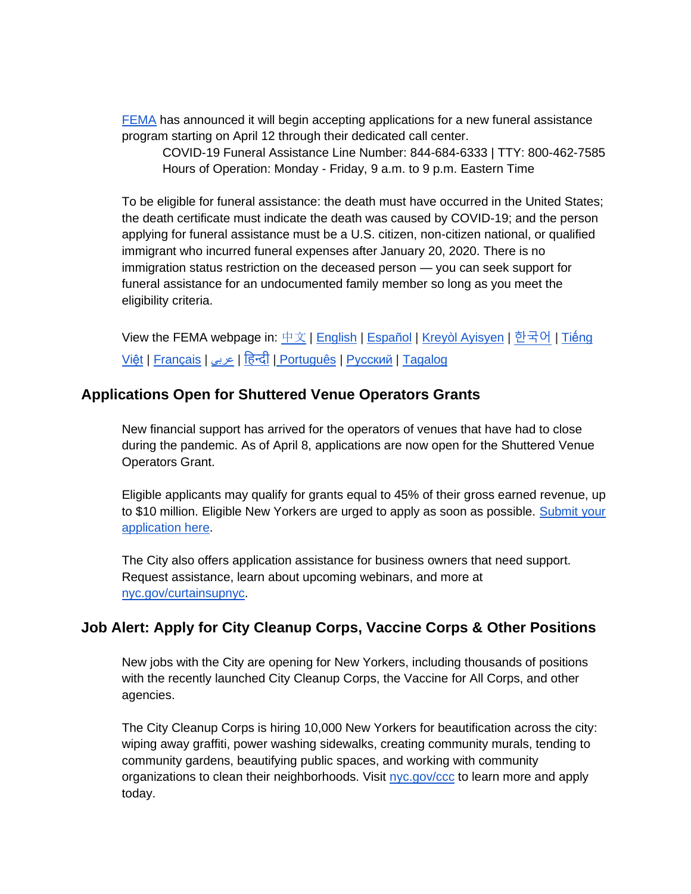FEMA has announced it will begin accepting applications for a new funeral assistance program starting on April 12 through their dedicated call center.

COVID-19 Funeral Assistance Line Number: 844-684-6333 | TTY: 800-462-7585
Hours of Operation: Monday - Friday, 9 a.m. to 9 p.m. Eastern Time

To be eligible for funeral assistance: the death must have occurred in the United States; the death certificate must indicate the death was caused by COVID-19; and the person applying for funeral assistance must be a U.S. citizen, non-citizen national, or qualified immigrant who incurred funeral expenses after January 20, 2020. There is no immigration status restriction on the deceased person — you can seek support for funeral assistance for an undocumented family member so long as you meet the eligibility criteria.

View the FEMA webpage in: 中文 | English | Español | Kreyòl Ayisyen | 한국어 | Tiếng Việt | Français | عربي | हिन्दी | Português | Русский | Tagalog

## Applications Open for Shuttered Venue Operators Grants

New financial support has arrived for the operators of venues that have had to close during the pandemic. As of April 8, applications are now open for the Shuttered Venue Operators Grant.

Eligible applicants may qualify for grants equal to 45% of their gross earned revenue, up to $10 million. Eligible New Yorkers are urged to apply as soon as possible. Submit your application here.

The City also offers application assistance for business owners that need support. Request assistance, learn about upcoming webinars, and more at nyc.gov/curtainsupnyc.

## Job Alert: Apply for City Cleanup Corps, Vaccine Corps & Other Positions

New jobs with the City are opening for New Yorkers, including thousands of positions with the recently launched City Cleanup Corps, the Vaccine for All Corps, and other agencies.

The City Cleanup Corps is hiring 10,000 New Yorkers for beautification across the city: wiping away graffiti, power washing sidewalks, creating community murals, tending to community gardens, beautifying public spaces, and working with community organizations to clean their neighborhoods. Visit nyc.gov/ccc to learn more and apply today.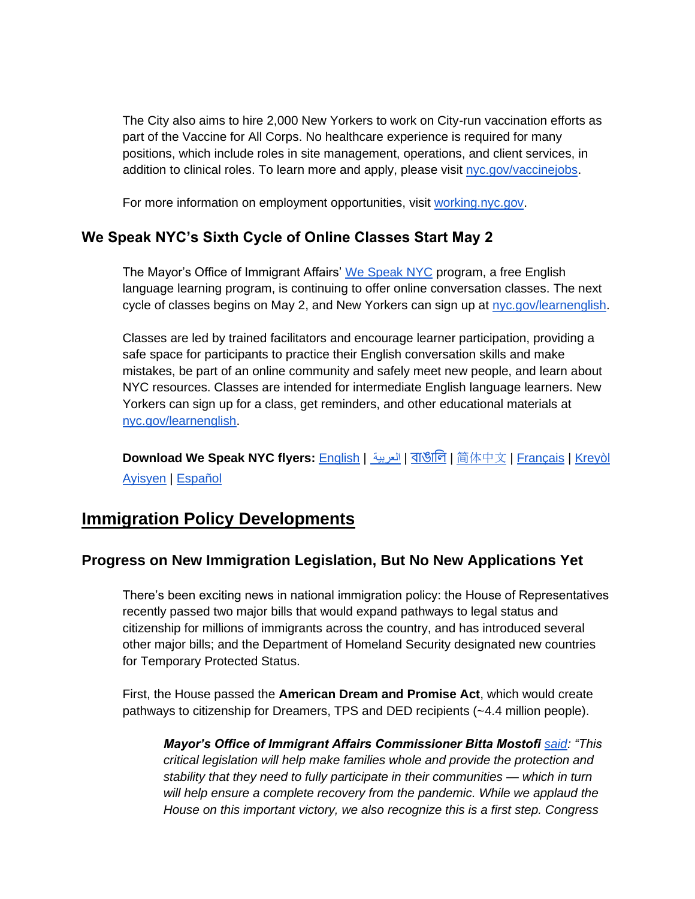The City also aims to hire 2,000 New Yorkers to work on City-run vaccination efforts as part of the Vaccine for All Corps. No healthcare experience is required for many positions, which include roles in site management, operations, and client services, in addition to clinical roles. To learn more and apply, please visit nyc.gov/vaccinejobs.

For more information on employment opportunities, visit working.nyc.gov.

### We Speak NYC's Sixth Cycle of Online Classes Start May 2

The Mayor's Office of Immigrant Affairs' We Speak NYC program, a free English language learning program, is continuing to offer online conversation classes. The next cycle of classes begins on May 2, and New Yorkers can sign up at nyc.gov/learnenglish.

Classes are led by trained facilitators and encourage learner participation, providing a safe space for participants to practice their English conversation skills and make mistakes, be part of an online community and safely meet new people, and learn about NYC resources. Classes are intended for intermediate English language learners. New Yorkers can sign up for a class, get reminders, and other educational materials at nyc.gov/learnenglish.

**Download We Speak NYC flyers:** English | العربية | বাঙালি | 简体中文 | Français | Kreyòl Ayisyen | Español

## Immigration Policy Developments

### Progress on New Immigration Legislation, But No New Applications Yet

There's been exciting news in national immigration policy: the House of Representatives recently passed two major bills that would expand pathways to legal status and citizenship for millions of immigrants across the country, and has introduced several other major bills; and the Department of Homeland Security designated new countries for Temporary Protected Status.

First, the House passed the **American Dream and Promise Act**, which would create pathways to citizenship for Dreamers, TPS and DED recipients (~4.4 million people).

> ***Mayor's Office of Immigrant Affairs Commissioner Bitta Mostofi*** *said: "This critical legislation will help make families whole and provide the protection and stability that they need to fully participate in their communities — which in turn will help ensure a complete recovery from the pandemic. While we applaud the House on this important victory, we also recognize this is a first step. Congress*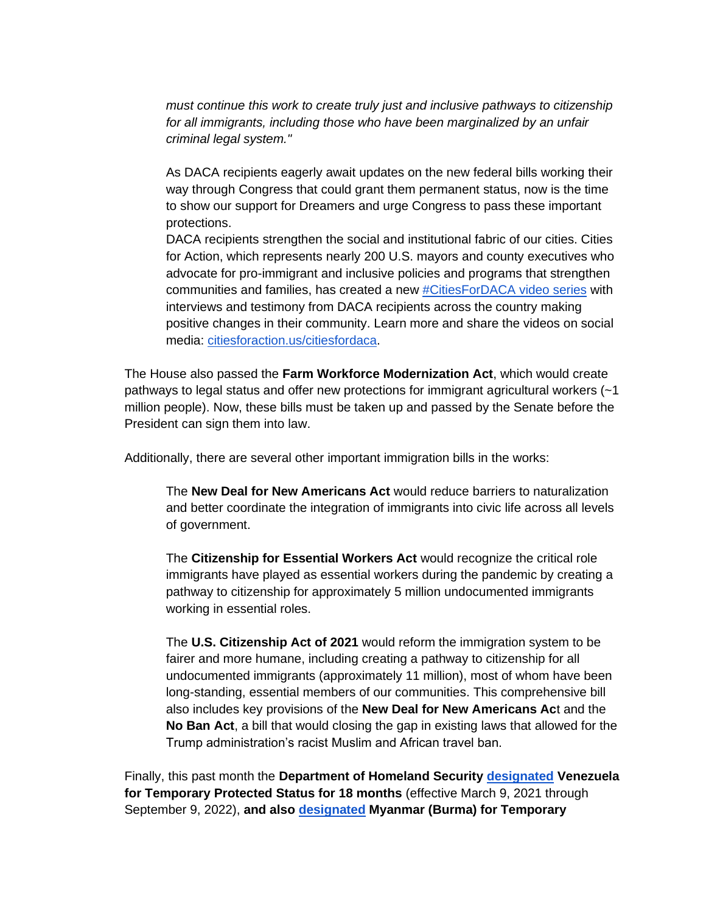> *must continue this work to create truly just and inclusive pathways to citizenship for all immigrants, including those who have been marginalized by an unfair criminal legal system."*
>
> As DACA recipients eagerly await updates on the new federal bills working their way through Congress that could grant them permanent status, now is the time to show our support for Dreamers and urge Congress to pass these important protections.
> DACA recipients strengthen the social and institutional fabric of our cities. Cities for Action, which represents nearly 200 U.S. mayors and county executives who advocate for pro-immigrant and inclusive policies and programs that strengthen communities and families, has created a new [#CitiesForDACA video series](citiesforaction.us/citiesfordaca) with interviews and testimony from DACA recipients across the country making positive changes in their community. Learn more and share the videos on social media: [citiesforaction.us/citiesfordaca](citiesforaction.us/citiesfordaca).

The House also passed the **Farm Workforce Modernization Act**, which would create pathways to legal status and offer new protections for immigrant agricultural workers (~1 million people). Now, these bills must be taken up and passed by the Senate before the President can sign them into law.

Additionally, there are several other important immigration bills in the works:

> The **New Deal for New Americans Act** would reduce barriers to naturalization and better coordinate the integration of immigrants into civic life across all levels of government.
>
> The **Citizenship for Essential Workers Act** would recognize the critical role immigrants have played as essential workers during the pandemic by creating a pathway to citizenship for approximately 5 million undocumented immigrants working in essential roles.
>
> The **U.S. Citizenship Act of 2021** would reform the immigration system to be fairer and more humane, including creating a pathway to citizenship for all undocumented immigrants (approximately 11 million), most of whom have been long-standing, essential members of our communities. This comprehensive bill also includes key provisions of the **New Deal for New Americans Ac**t and the **No Ban Act**, a bill that would closing the gap in existing laws that allowed for the Trump administration's racist Muslim and African travel ban.

Finally, this past month the **Department of Homeland Security [designated](#) Venezuela for Temporary Protected Status for 18 months** (effective March 9, 2021 through September 9, 2022), **and also [designated](#) Myanmar (Burma) for Temporary**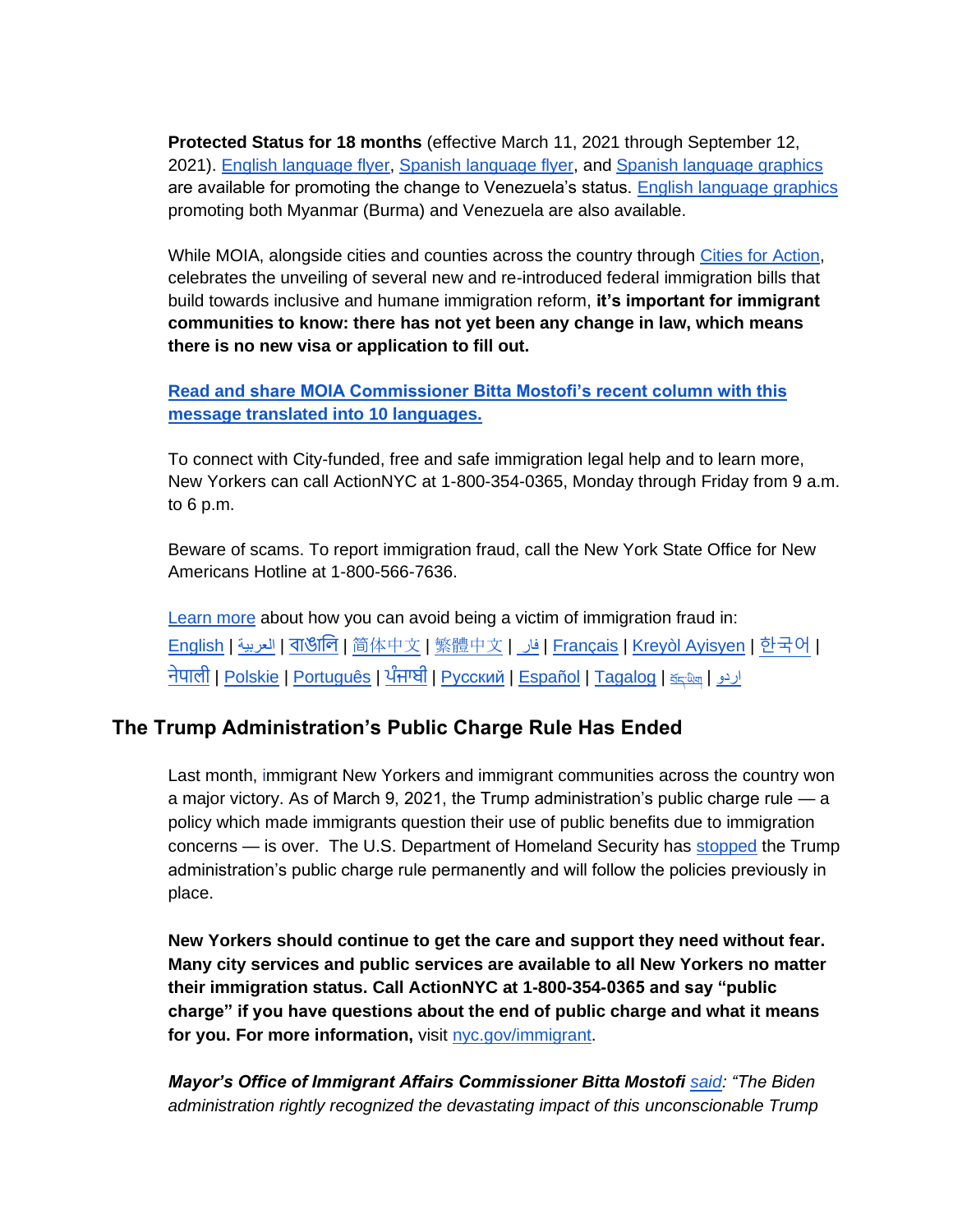**Protected Status for 18 months** (effective March 11, 2021 through September 12, 2021). English language flyer, Spanish language flyer, and Spanish language graphics are available for promoting the change to Venezuela's status. English language graphics promoting both Myanmar (Burma) and Venezuela are also available.

While MOIA, alongside cities and counties across the country through Cities for Action, celebrates the unveiling of several new and re-introduced federal immigration bills that build towards inclusive and humane immigration reform, **it's important for immigrant communities to know: there has not yet been any change in law, which means there is no new visa or application to fill out.**

**Read and share MOIA Commissioner Bitta Mostofi's recent column with this message translated into 10 languages.**

To connect with City-funded, free and safe immigration legal help and to learn more, New Yorkers can call ActionNYC at 1-800-354-0365, Monday through Friday from 9 a.m. to 6 p.m.

Beware of scams. To report immigration fraud, call the New York State Office for New Americans Hotline at 1-800-566-7636.

Learn more about how you can avoid being a victim of immigration fraud in: English | العربية | বাঙালি | 简体中文 | 繁體中文 | فار | Français | Kreyòl Ayisyen | 한국어 | नेपाली | Polskie | Português | ਪੰਜਾਬੀ | Русский | Español | Tagalog | བོད་ཡིག | اردو

## The Trump Administration's Public Charge Rule Has Ended

Last month, immigrant New Yorkers and immigrant communities across the country won a major victory. As of March 9, 2021, the Trump administration's public charge rule — a policy which made immigrants question their use of public benefits due to immigration concerns — is over. The U.S. Department of Homeland Security has stopped the Trump administration's public charge rule permanently and will follow the policies previously in place.

**New Yorkers should continue to get the care and support they need without fear. Many city services and public services are available to all New Yorkers no matter their immigration status. Call ActionNYC at 1-800-354-0365 and say "public charge" if you have questions about the end of public charge and what it means for you. For more information,** visit nyc.gov/immigrant.

***Mayor's Office of Immigrant Affairs Commissioner Bitta Mostofi*** *said: "The Biden administration rightly recognized the devastating impact of this unconscionable Trump*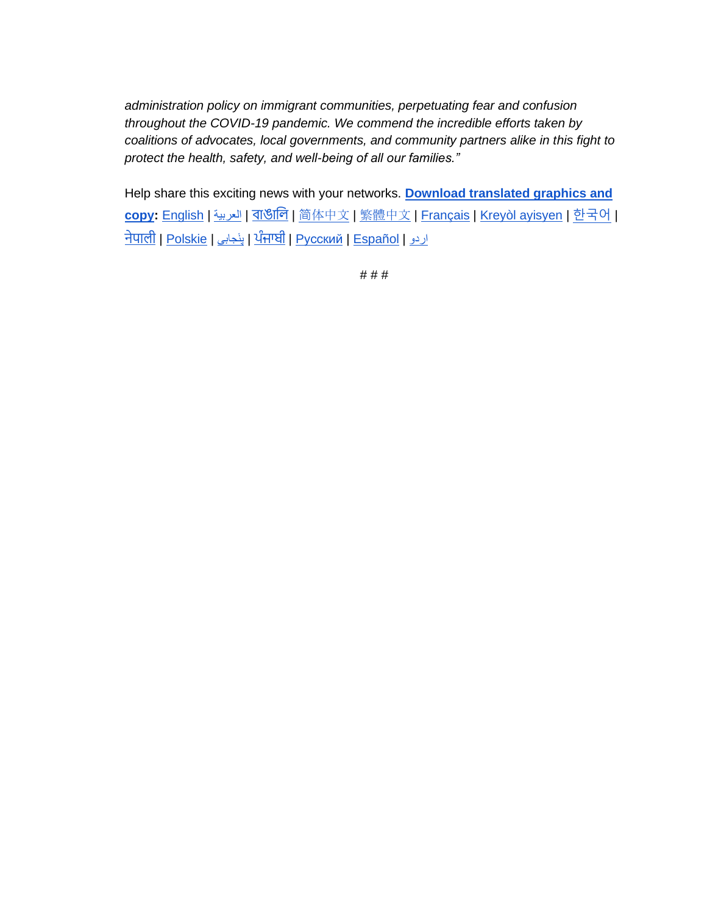*administration policy on immigrant communities, perpetuating fear and confusion throughout the COVID-19 pandemic. We commend the incredible efforts taken by coalitions of advocates, local governments, and community partners alike in this fight to protect the health, safety, and well-being of all our families."*

Help share this exciting news with your networks. **Download translated graphics and copy:** English | العربية | বাঙালি | 简体中文 | 繁體中文 | Français | Kreyòl ayisyen | 한국어 | नेपाली | Polskie | پنجابی | ਪੰਜਾਬੀ | Русский | Español | اردو

# # #